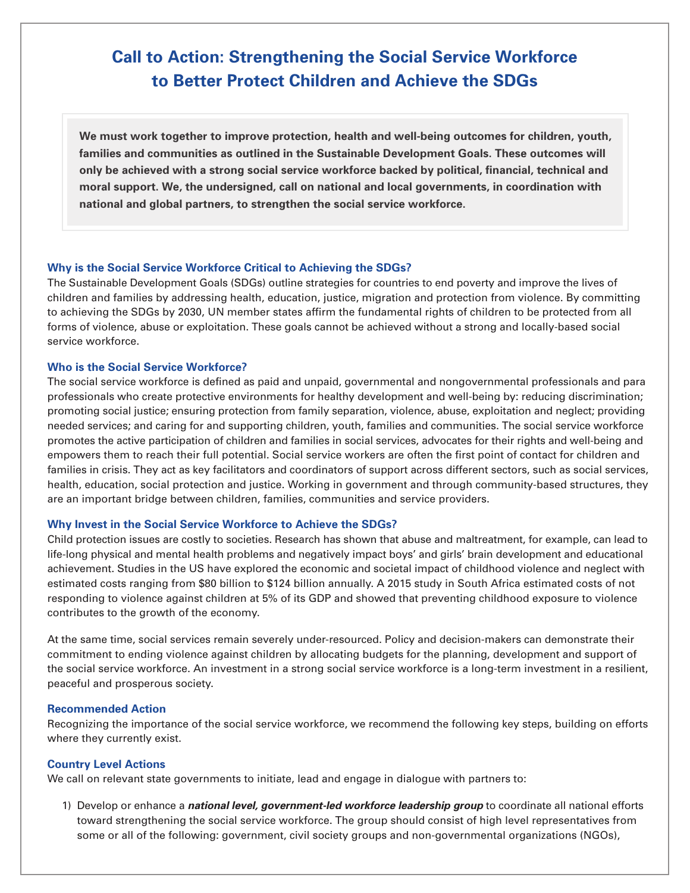# Call to Action: Strengthening the Social Service Workforce to Better Protect Children and Achieve the SDGs

**We must work together to improve protection, health and well-being outcomes for children, youth, families and communities as outlined in the Sustainable Development Goals. These outcomes will only be achieved with a strong social service workforce backed by political, financial, technical and moral support. We, the undersigned, call on national and local governments, in coordination with national and global partners, to strengthen the social service workforce.**

### Why is the Social Service Workforce Critical to Achieving the SDGs?

The Sustainable Development Goals (SDGs) outline strategies for countries to end poverty and improve the lives of children and families by addressing health, education, justice, migration and protection from violence. By committing to achieving the SDGs by 2030, UN member states affirm the fundamental rights of children to be protected from all forms of violence, abuse or exploitation. These goals cannot be achieved without a strong and locally-based social service workforce.

### Who is the Social Service Workforce?

The social service workforce is defined as paid and unpaid, governmental and nongovernmental professionals and para professionals who create protective environments for healthy development and well-being by: reducing discrimination; promoting social justice; ensuring protection from family separation, violence, abuse, exploitation and neglect; providing needed services; and caring for and supporting children, youth, families and communities. The social service workforce promotes the active participation of children and families in social services, advocates for their rights and well-being and empowers them to reach their full potential. Social service workers are often the first point of contact for children and families in crisis. They act as key facilitators and coordinators of support across different sectors, such as social services, health, education, social protection and justice. Working in government and through community-based structures, they are an important bridge between children, families, communities and service providers.

### Why Invest in the Social Service Workforce to Achieve the SDGs?

Child protection issues are costly to societies. Research has shown that abuse and maltreatment, for example, can lead to life-long physical and mental health problems and negatively impact boys' and girls' brain development and educational achievement. Studies in the US have explored the economic and societal impact of childhood violence and neglect with estimated costs ranging from $80 billion to $124 billion annually. A 2015 study in South Africa estimated costs of not responding to violence against children at 5% of its GDP and showed that preventing childhood exposure to violence contributes to the growth of the economy.

At the same time, social services remain severely under-resourced. Policy and decision-makers can demonstrate their commitment to ending violence against children by allocating budgets for the planning, development and support of the social service workforce. An investment in a strong social service workforce is a long-term investment in a resilient, peaceful and prosperous society.

### Recommended Action

Recognizing the importance of the social service workforce, we recommend the following key steps, building on efforts where they currently exist.

### Country Level Actions

We call on relevant state governments to initiate, lead and engage in dialogue with partners to:

1) Develop or enhance a ***national level, government-led workforce leadership group*** to coordinate all national efforts toward strengthening the social service workforce. The group should consist of high level representatives from some or all of the following: government, civil society groups and non-governmental organizations (NGOs),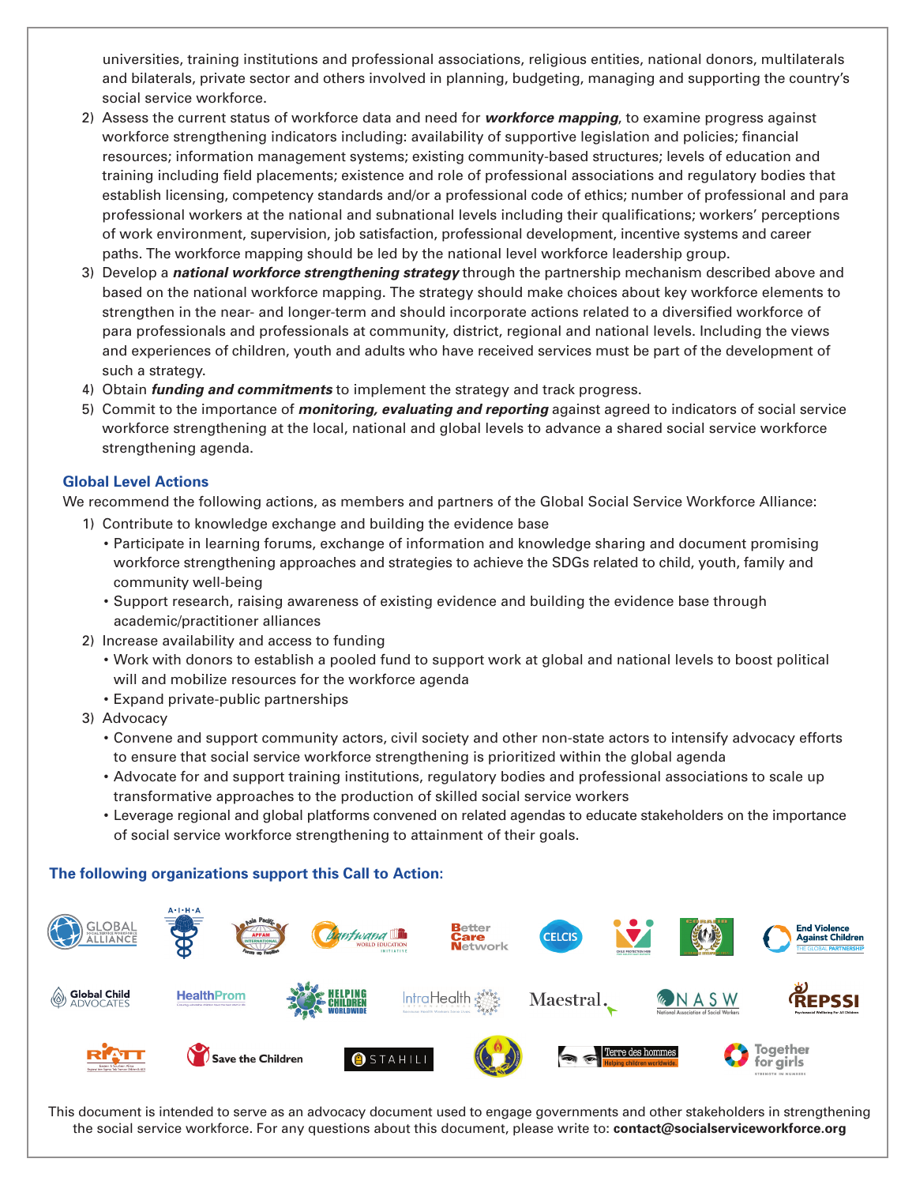universities, training institutions and professional associations, religious entities, national donors, multilaterals and bilaterals, private sector and others involved in planning, budgeting, managing and supporting the country's social service workforce.

2) Assess the current status of workforce data and need for ***workforce mapping***, to examine progress against workforce strengthening indicators including: availability of supportive legislation and policies; financial resources; information management systems; existing community-based structures; levels of education and training including field placements; existence and role of professional associations and regulatory bodies that establish licensing, competency standards and/or a professional code of ethics; number of professional and para professional workers at the national and subnational levels including their qualifications; workers' perceptions of work environment, supervision, job satisfaction, professional development, incentive systems and career paths. The workforce mapping should be led by the national level workforce leadership group.
3) Develop a ***national workforce strengthening strategy*** through the partnership mechanism described above and based on the national workforce mapping. The strategy should make choices about key workforce elements to strengthen in the near- and longer-term and should incorporate actions related to a diversified workforce of para professionals and professionals at community, district, regional and national levels. Including the views and experiences of children, youth and adults who have received services must be part of the development of such a strategy.
4) Obtain ***funding and commitments*** to implement the strategy and track progress.
5) Commit to the importance of ***monitoring, evaluating and reporting*** against agreed to indicators of social service workforce strengthening at the local, national and global levels to advance a shared social service workforce strengthening agenda.

### Global Level Actions

We recommend the following actions, as members and partners of the Global Social Service Workforce Alliance:

1) Contribute to knowledge exchange and building the evidence base
   - Participate in learning forums, exchange of information and knowledge sharing and document promising workforce strengthening approaches and strategies to achieve the SDGs related to child, youth, family and community well-being
   - Support research, raising awareness of existing evidence and building the evidence base through academic/practitioner alliances
2) Increase availability and access to funding
   - Work with donors to establish a pooled fund to support work at global and national levels to boost political will and mobilize resources for the workforce agenda
   - Expand private-public partnerships
3) Advocacy
   - Convene and support community actors, civil society and other non-state actors to intensify advocacy efforts to ensure that social service workforce strengthening is prioritized within the global agenda
   - Advocate for and support training institutions, regulatory bodies and professional associations to scale up transformative approaches to the production of skilled social service workers
   - Leverage regional and global platforms convened on related agendas to educate stakeholders on the importance of social service workforce strengthening to attainment of their goals.

### The following organizations support this Call to Action:

Global Social Service Workforce Alliance, AIHA, APFAM International, Bantwana World Education Initiative, Better Care Network, CELCIS, Child Protection Hub, End Violence Against Children – The Global Partnership, Global Child Advocates, HealthProm, Helping Children Worldwide, IntraHealth International, Maestral, NASW National Association of Social Workers, REPSSI, RIATT, Save the Children, STAHILI, Terre des hommes – Helping children worldwide, Together for Girls

This document is intended to serve as an advocacy document used to engage governments and other stakeholders in strengthening the social service workforce. For any questions about this document, please write to: **contact@socialserviceworkforce.org**